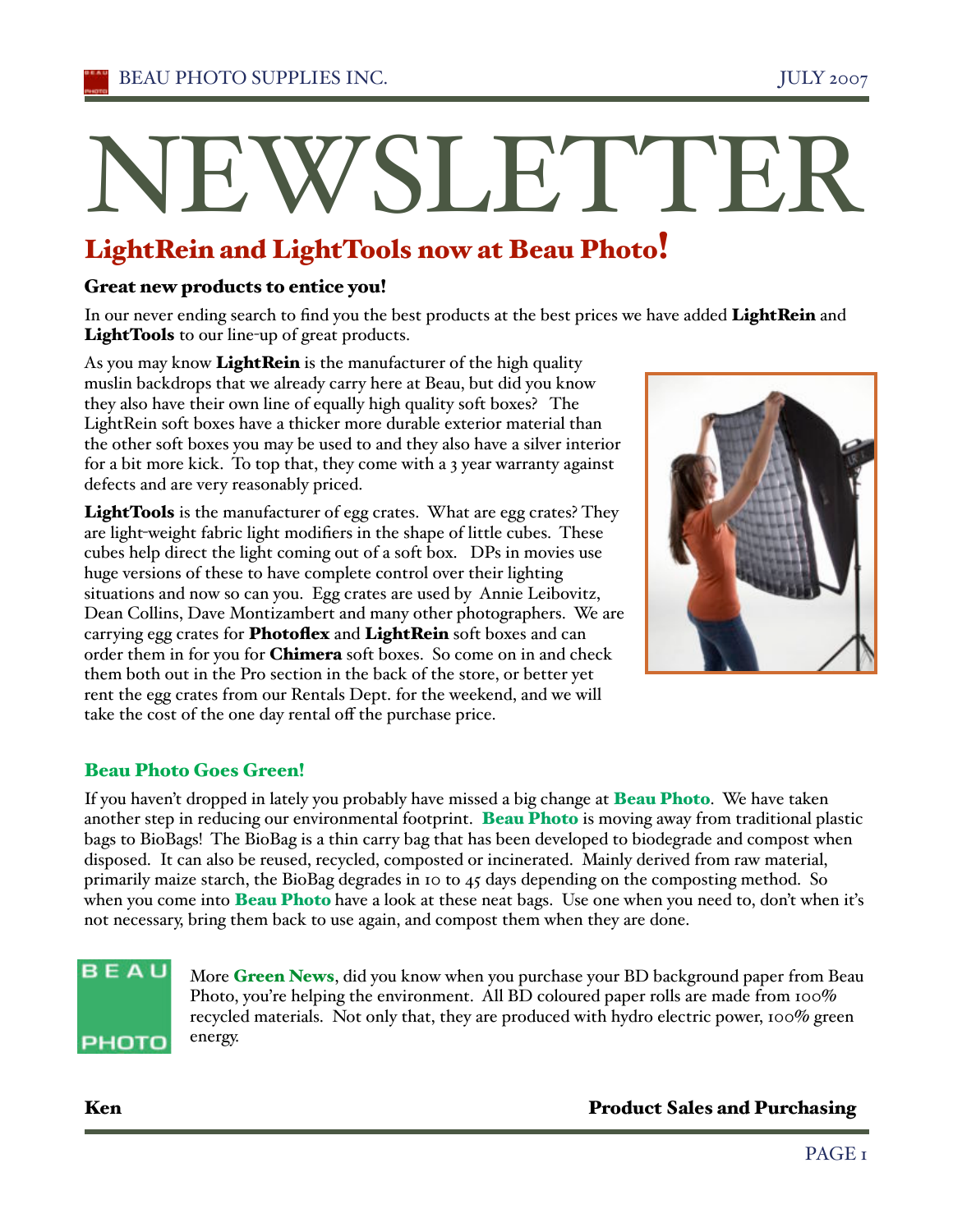# NEWSLETTER

## LightRein and LightTools now at Beau Photo!

### Great new products to entice you!

In our never ending search to find you the best products at the best prices we have added **LightRein** and **LightTools** to our line-up of great products.

As you may know **LightRein** is the manufacturer of the high quality muslin backdrops that we already carry here at Beau, but did you know they also have their own line of equally high quality soft boxes? The LightRein soft boxes have a thicker more durable exterior material than the other soft boxes you may be used to and they also have a silver interior for a bit more kick. To top that, they come with a 3 year warranty against defects and are very reasonably priced.

**LightTools** is the manufacturer of egg crates. What are egg crates? They are light-weight fabric light modifiers in the shape of little cubes. These cubes help direct the light coming out of a soft box. DPs in movies use huge versions of these to have complete control over their lighting situations and now so can you. Egg crates are used by Annie Leibovitz, Dean Collins, Dave Montizambert and many other photographers. We are carrying egg crates for **Photoflex** and **LightRein** soft boxes and can order them in for you for **Chimera** soft boxes. So come on in and check them both out in the Pro section in the back of the store, or better yet rent the egg crates from our Rentals Dept. for the weekend, and we will take the cost of the one day rental off the purchase price.

### Beau Photo Goes Green!

If you haven't dropped in lately you probably have missed a big change at **Beau Photo**. We have taken another step in reducing our environmental footprint. **Beau Photo** is moving away from traditional plastic bags to BioBags! The BioBag is a thin carry bag that has been developed to biodegrade and compost when disposed. It can also be reused, recycled, composted or incinerated. Mainly derived from raw material, primarily maize starch, the BioBag degrades in 10 to 45 days depending on the composting method. So when you come into **Beau Photo** have a look at these neat bags. Use one when you need to, don't when it's not necessary, bring them back to use again, and compost them when they are done.

More **Green News**, did you know when you purchase your BD background paper from Beau Photo, you're helping the environment. All BD coloured paper rolls are made from 100% recycled materials. Not only that, they are produced with hydro electric power, 100% green energy.

**Ken** — **Product Sales and Purchasing**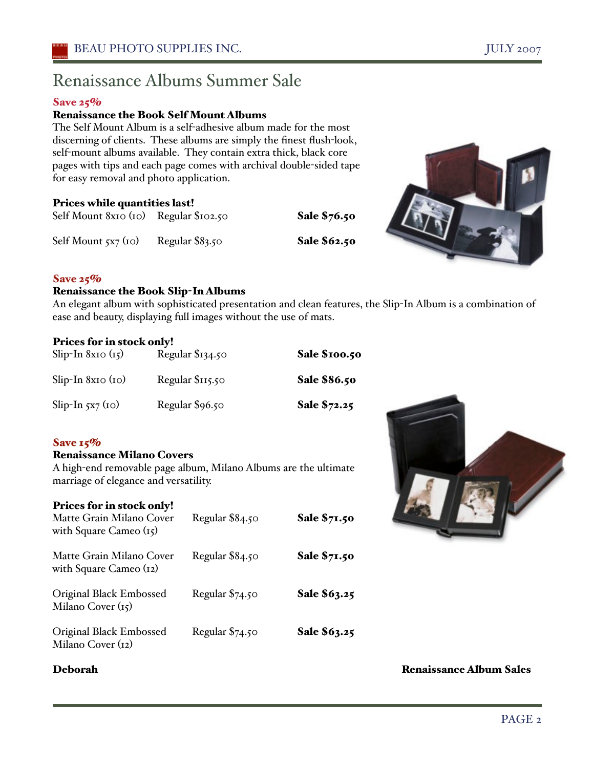# Renaissance Albums Summer Sale

**Save 25%**

**Renaissance the Book Self Mount Albums**

The Self Mount Album is a self-adhesive album made for the most discerning of clients. These albums are simply the finest flush-look, self-mount albums available. They contain extra thick, black core pages with tips and each page comes with archival double-sided tape for easy removal and photo application.

**Prices while quantities last!**

| | | |
|---|---|---|
| Self Mount 8x10 (10) | Regular $102.50 | **Sale $76.50** |
| Self Mount 5x7 (10) | Regular $83.50 | **Sale $62.50** |

**Save 25%**

**Renaissance the Book Slip-In Albums**

An elegant album with sophisticated presentation and clean features, the Slip-In Album is a combination of ease and beauty, displaying full images without the use of mats.

**Prices for in stock only!**

| | | |
|---|---|---|
| Slip-In 8x10 (15) | Regular $134.50 | **Sale $100.50** |
| Slip-In 8x10 (10) | Regular $115.50 | **Sale $86.50** |
| Slip-In 5x7 (10) | Regular $96.50 | **Sale $72.25** |

**Save 15%**

**Renaissance Milano Covers**

A high-end removable page album, Milano Albums are the ultimate marriage of elegance and versatility.

**Prices for in stock only!**

| | | |
|---|---|---|
| Matte Grain Milano Cover with Square Cameo (15) | Regular $84.50 | **Sale $71.50** |
| Matte Grain Milano Cover with Square Cameo (12) | Regular $84.50 | **Sale $71.50** |
| Original Black Embossed Milano Cover (15) | Regular $74.50 | **Sale $63.25** |
| Original Black Embossed Milano Cover (12) | Regular $74.50 | **Sale $63.25** |

**Deborah** **Renaissance Album Sales**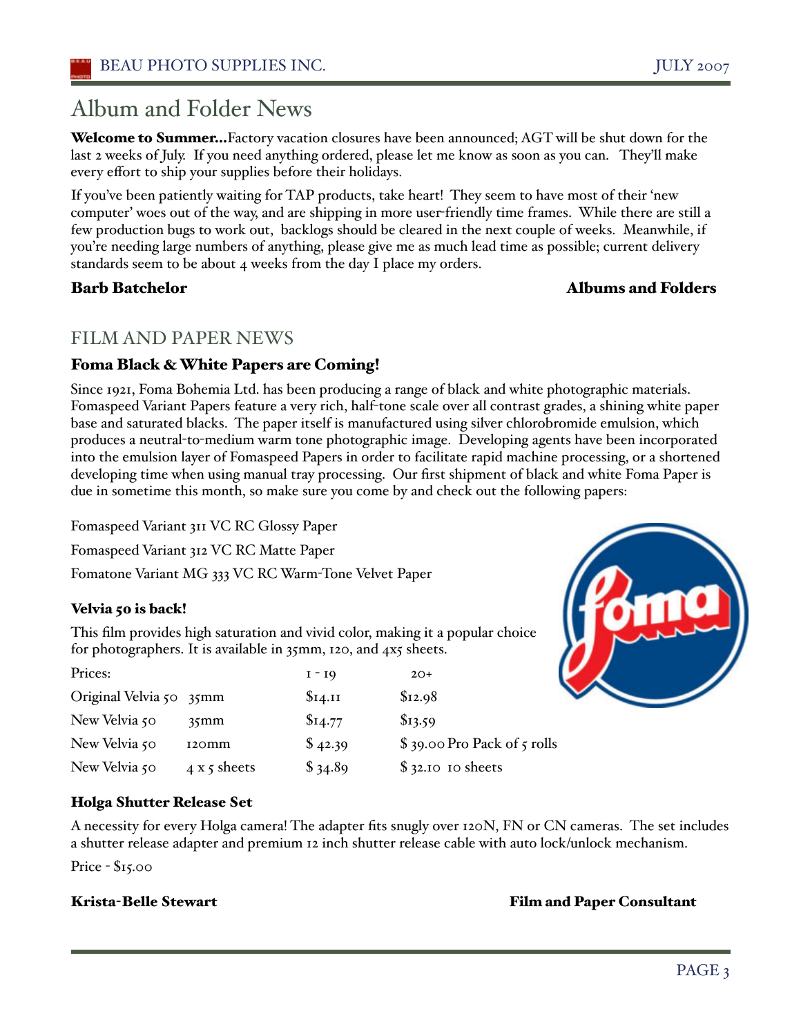# Album and Folder News

**Welcome to Summer…**Factory vacation closures have been announced; AGT will be shut down for the last 2 weeks of July. If you need anything ordered, please let me know as soon as you can. They'll make every effort to ship your supplies before their holidays.

If you've been patiently waiting for TAP products, take heart! They seem to have most of their 'new computer' woes out of the way, and are shipping in more user-friendly time frames. While there are still a few production bugs to work out, backlogs should be cleared in the next couple of weeks. Meanwhile, if you're needing large numbers of anything, please give me as much lead time as possible; current delivery standards seem to be about 4 weeks from the day I place my orders.

**Barb Batchelor** **Albums and Folders**

## FILM AND PAPER NEWS

### Foma Black & White Papers are Coming!

Since 1921, Foma Bohemia Ltd. has been producing a range of black and white photographic materials. Fomaspeed Variant Papers feature a very rich, half-tone scale over all contrast grades, a shining white paper base and saturated blacks. The paper itself is manufactured using silver chlorobromide emulsion, which produces a neutral-to-medium warm tone photographic image. Developing agents have been incorporated into the emulsion layer of Fomaspeed Papers in order to facilitate rapid machine processing, or a shortened developing time when using manual tray processing. Our first shipment of black and white Foma Paper is due in sometime this month, so make sure you come by and check out the following papers:

Fomaspeed Variant 311 VC RC Glossy Paper

Fomaspeed Variant 312 VC RC Matte Paper

Fomatone Variant MG 333 VC RC Warm-Tone Velvet Paper

### Velvia 50 is back!

This film provides high saturation and vivid color, making it a popular choice for photographers. It is available in 35mm, 120, and 4x5 sheets.

| Prices: | | 1 - 19 | 20+ |
|---|---|---|---|
| Original Velvia 50 | 35mm | $14.11 | $12.98 |
| New Velvia 50 | 35mm | $14.77 | $13.59 |
| New Velvia 50 | 120mm | $ 42.39 | $ 39.00 Pro Pack of 5 rolls |
| New Velvia 50 | 4 x 5 sheets | $ 34.89 | $ 32.10 10 sheets |

### Holga Shutter Release Set

A necessity for every Holga camera! The adapter fits snugly over 120N, FN or CN cameras. The set includes a shutter release adapter and premium 12 inch shutter release cable with auto lock/unlock mechanism.

Price - $15.00

**Krista-Belle Stewart** **Film and Paper Consultant**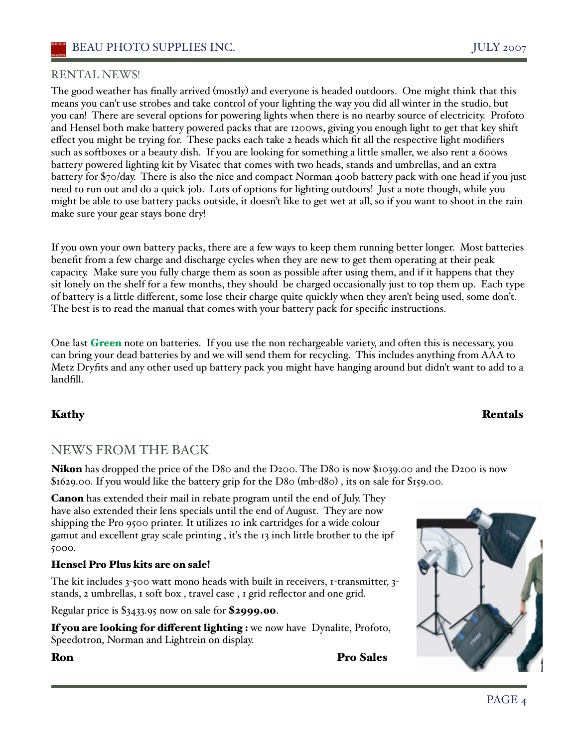## RENTAL NEWS!

The good weather has finally arrived (mostly) and everyone is headed outdoors. One might think that this means you can't use strobes and take control of your lighting the way you did all winter in the studio, but you can! There are several options for powering lights when there is no nearby source of electricity. Profoto and Hensel both make battery powered packs that are 1200ws, giving you enough light to get that key shift effect you might be trying for. These packs each take 2 heads which fit all the respective light modifiers such as softboxes or a beauty dish. If you are looking for something a little smaller, we also rent a 600ws battery powered lighting kit by Visatec that comes with two heads, stands and umbrellas, and an extra battery for $70/day. There is also the nice and compact Norman 400b battery pack with one head if you just need to run out and do a quick job. Lots of options for lighting outdoors! Just a note though, while you might be able to use battery packs outside, it doesn't like to get wet at all, so if you want to shoot in the rain make sure your gear stays bone dry!

If you own your own battery packs, there are a few ways to keep them running better longer. Most batteries benefit from a few charge and discharge cycles when they are new to get them operating at their peak capacity. Make sure you fully charge them as soon as possible after using them, and if it happens that they sit lonely on the shelf for a few months, they should be charged occasionally just to top them up. Each type of battery is a little different, some lose their charge quite quickly when they aren't being used, some don't. The best is to read the manual that comes with your battery pack for specific instructions.

One last **Green** note on batteries. If you use the non rechargeable variety, and often this is necessary, you can bring your dead batteries by and we will send them for recycling. This includes anything from AAA to Metz Dryfits and any other used up battery pack you might have hanging around but didn't want to add to a landfill.

**Kathy** **Rentals**

## NEWS FROM THE BACK

**Nikon** has dropped the price of the D80 and the D200. The D80 is now $1039.00 and the D200 is now $1629.00. If you would like the battery grip for the D80 (mb-d80) , its on sale for $159.00.

**Canon** has extended their mail in rebate program until the end of July. They have also extended their lens specials until the end of August. They are now shipping the Pro 9500 printer. It utilizes 10 ink cartridges for a wide colour gamut and excellent gray scale printing , it's the 13 inch little brother to the ipf 5000.

**Hensel Pro Plus kits are on sale!**

The kit includes 3-500 watt mono heads with built in receivers, 1-transmitter, 3-stands, 2 umbrellas, 1 soft box , travel case , 1 grid reflector and one grid.

Regular price is $3433.95 now on sale for **$2999.00**.

**If you are looking for different lighting :** we now have Dynalite, Profoto, Speedotron, Norman and Lightrein on display.

**Ron** **Pro Sales**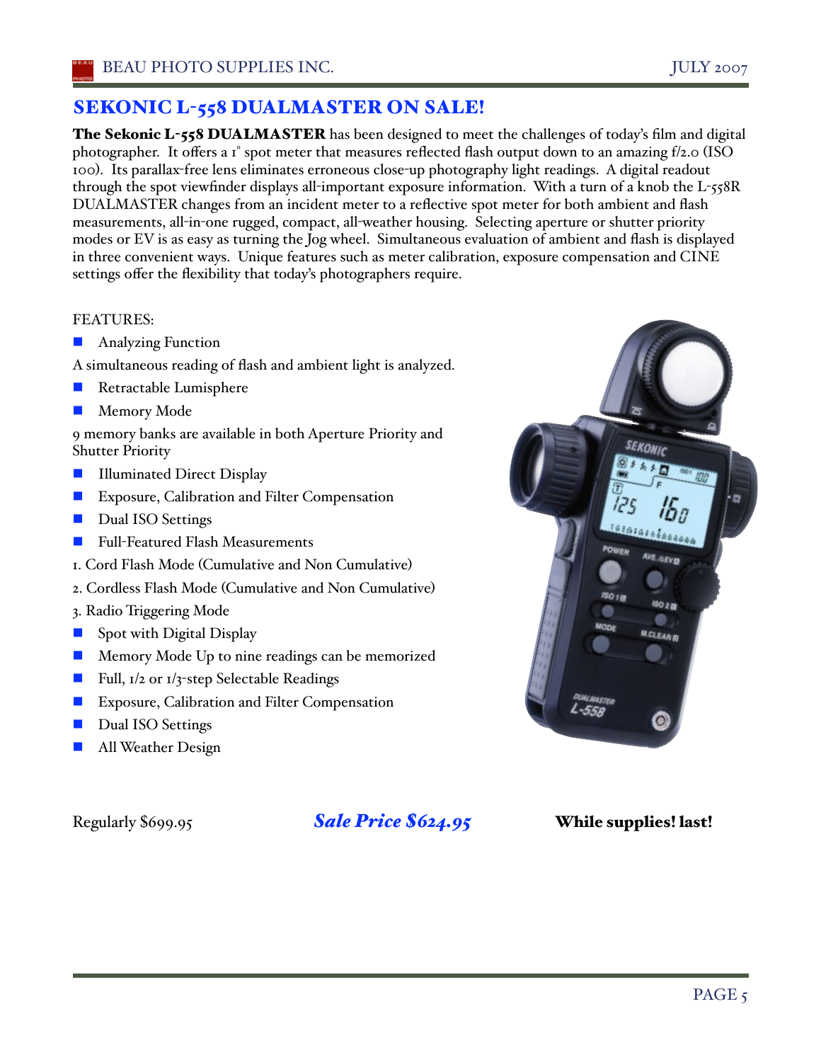## SEKONIC L-558 DUALMASTER ON SALE!

**The Sekonic L-558 DUALMASTER** has been designed to meet the challenges of today's film and digital photographer. It offers a 1° spot meter that measures reflected flash output down to an amazing f/2.0 (ISO 100). Its parallax-free lens eliminates erroneous close-up photography light readings. A digital readout through the spot viewfinder displays all-important exposure information. With a turn of a knob the L-558R DUALMASTER changes from an incident meter to a reflective spot meter for both ambient and flash measurements, all-in-one rugged, compact, all-weather housing. Selecting aperture or shutter priority modes or EV is as easy as turning the Jog wheel. Simultaneous evaluation of ambient and flash is displayed in three convenient ways. Unique features such as meter calibration, exposure compensation and CINE settings offer the flexibility that today's photographers require.

FEATURES:

- Analyzing Function

A simultaneous reading of flash and ambient light is analyzed.

- Retractable Lumisphere
- Memory Mode

9 memory banks are available in both Aperture Priority and Shutter Priority

- Illuminated Direct Display
- Exposure, Calibration and Filter Compensation
- Dual ISO Settings
- Full-Featured Flash Measurements

1. Cord Flash Mode (Cumulative and Non Cumulative)
2. Cordless Flash Mode (Cumulative and Non Cumulative)
3. Radio Triggering Mode

- Spot with Digital Display
- Memory Mode Up to nine readings can be memorized
- Full, 1/2 or 1/3-step Selectable Readings
- Exposure, Calibration and Filter Compensation
- Dual ISO Settings
- All Weather Design

Regularly $699.95 ***Sale Price $624.95*** **While supplies! last!**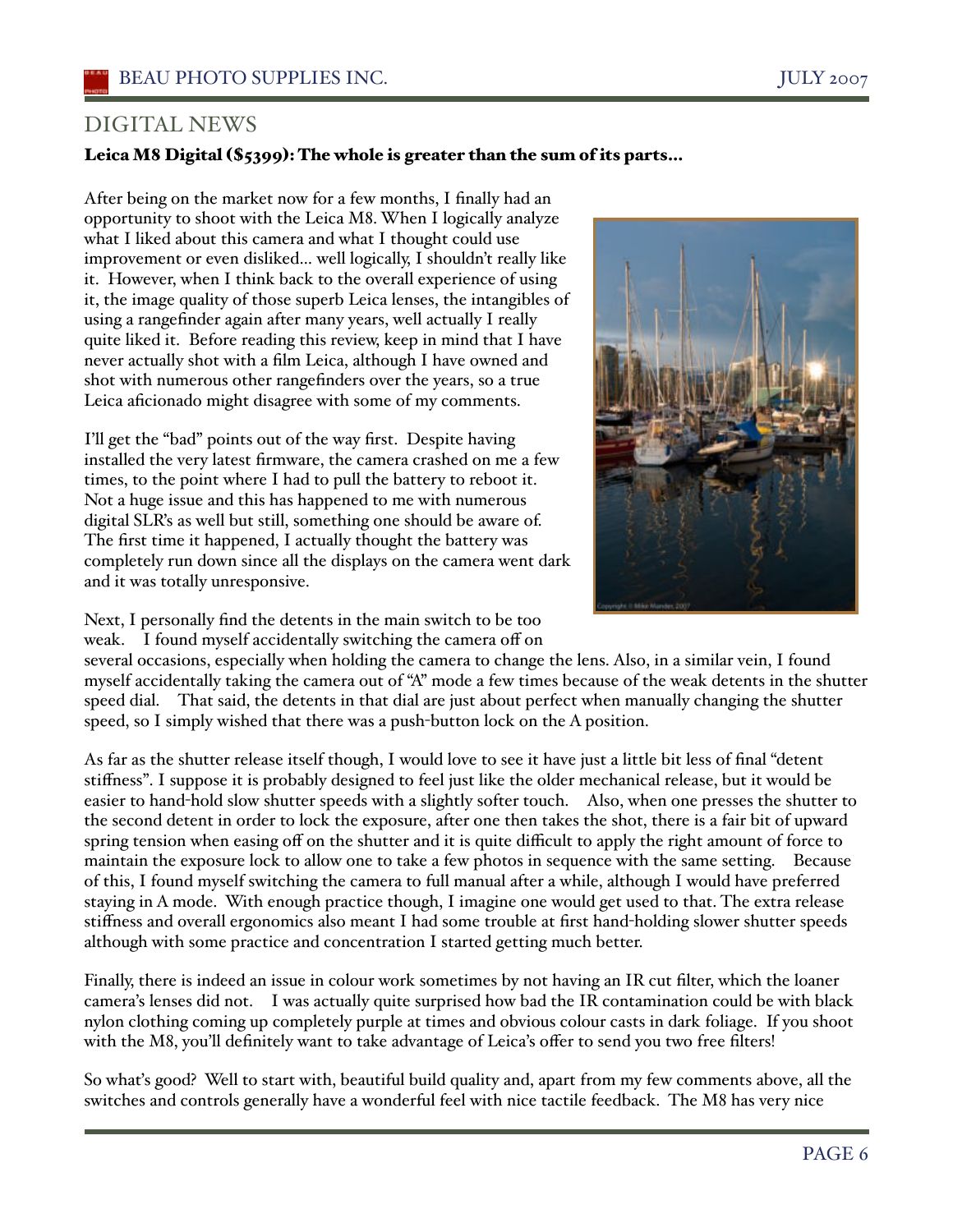## DIGITAL NEWS

**Leica M8 Digital ($5399): The whole is greater than the sum of its parts...**

After being on the market now for a few months, I finally had an opportunity to shoot with the Leica M8. When I logically analyze what I liked about this camera and what I thought could use improvement or even disliked... well logically, I shouldn't really like it. However, when I think back to the overall experience of using it, the image quality of those superb Leica lenses, the intangibles of using a rangefinder again after many years, well actually I really quite liked it. Before reading this review, keep in mind that I have never actually shot with a film Leica, although I have owned and shot with numerous other rangefinders over the years, so a true Leica aficionado might disagree with some of my comments.

I'll get the "bad" points out of the way first. Despite having installed the very latest firmware, the camera crashed on me a few times, to the point where I had to pull the battery to reboot it. Not a huge issue and this has happened to me with numerous digital SLR's as well but still, something one should be aware of. The first time it happened, I actually thought the battery was completely run down since all the displays on the camera went dark and it was totally unresponsive.

Next, I personally find the detents in the main switch to be too weak. I found myself accidentally switching the camera off on several occasions, especially when holding the camera to change the lens. Also, in a similar vein, I found myself accidentally taking the camera out of "A" mode a few times because of the weak detents in the shutter speed dial. That said, the detents in that dial are just about perfect when manually changing the shutter speed, so I simply wished that there was a push-button lock on the A position.

As far as the shutter release itself though, I would love to see it have just a little bit less of final "detent stiffness". I suppose it is probably designed to feel just like the older mechanical release, but it would be easier to hand-hold slow shutter speeds with a slightly softer touch. Also, when one presses the shutter to the second detent in order to lock the exposure, after one then takes the shot, there is a fair bit of upward spring tension when easing off on the shutter and it is quite difficult to apply the right amount of force to maintain the exposure lock to allow one to take a few photos in sequence with the same setting. Because of this, I found myself switching the camera to full manual after a while, although I would have preferred staying in A mode. With enough practice though, I imagine one would get used to that. The extra release stiffness and overall ergonomics also meant I had some trouble at first hand-holding slower shutter speeds although with some practice and concentration I started getting much better.

Finally, there is indeed an issue in colour work sometimes by not having an IR cut filter, which the loaner camera's lenses did not. I was actually quite surprised how bad the IR contamination could be with black nylon clothing coming up completely purple at times and obvious colour casts in dark foliage. If you shoot with the M8, you'll definitely want to take advantage of Leica's offer to send you two free filters!

So what's good? Well to start with, beautiful build quality and, apart from my few comments above, all the switches and controls generally have a wonderful feel with nice tactile feedback. The M8 has very nice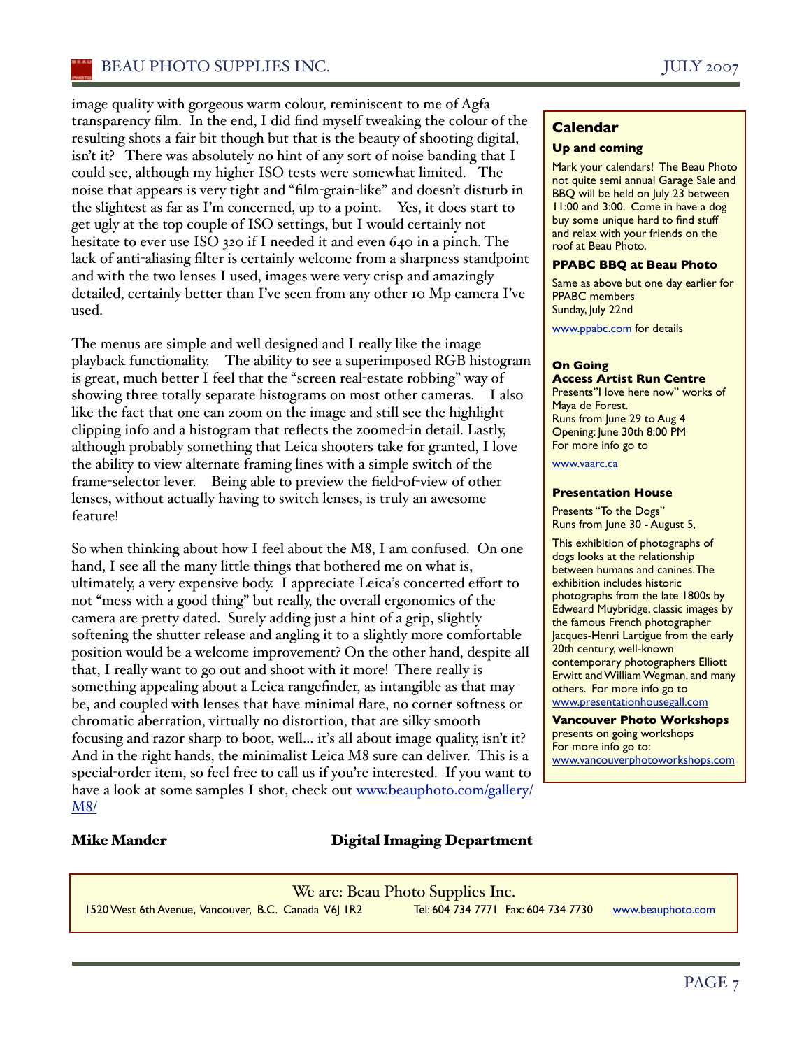image quality with gorgeous warm colour, reminiscent to me of Agfa transparency film. In the end, I did find myself tweaking the colour of the resulting shots a fair bit though but that is the beauty of shooting digital, isn't it? There was absolutely no hint of any sort of noise banding that I could see, although my higher ISO tests were somewhat limited. The noise that appears is very tight and "film-grain-like" and doesn't disturb in the slightest as far as I'm concerned, up to a point. Yes, it does start to get ugly at the top couple of ISO settings, but I would certainly not hesitate to ever use ISO 320 if I needed it and even 640 in a pinch. The lack of anti-aliasing filter is certainly welcome from a sharpness standpoint and with the two lenses I used, images were very crisp and amazingly detailed, certainly better than I've seen from any other 10 Mp camera I've used.

The menus are simple and well designed and I really like the image playback functionality. The ability to see a superimposed RGB histogram is great, much better I feel that the "screen real-estate robbing" way of showing three totally separate histograms on most other cameras. I also like the fact that one can zoom on the image and still see the highlight clipping info and a histogram that reflects the zoomed-in detail. Lastly, although probably something that Leica shooters take for granted, I love the ability to view alternate framing lines with a simple switch of the frame-selector lever. Being able to preview the field-of-view of other lenses, without actually having to switch lenses, is truly an awesome feature!

So when thinking about how I feel about the M8, I am confused. On one hand, I see all the many little things that bothered me on what is, ultimately, a very expensive body. I appreciate Leica's concerted effort to not "mess with a good thing" but really, the overall ergonomics of the camera are pretty dated. Surely adding just a hint of a grip, slightly softening the shutter release and angling it to a slightly more comfortable position would be a welcome improvement? On the other hand, despite all that, I really want to go out and shoot with it more! There really is something appealing about a Leica rangefinder, as intangible as that may be, and coupled with lenses that have minimal flare, no corner softness or chromatic aberration, virtually no distortion, that are silky smooth focusing and razor sharp to boot, well... it's all about image quality, isn't it? And in the right hands, the minimalist Leica M8 sure can deliver. This is a special-order item, so feel free to call us if you're interested. If you want to have a look at some samples I shot, check out www.beauphoto.com/gallery/M8/

**Mike Mander** **Digital Imaging Department**

## Calendar

### Up and coming

Mark your calendars! The Beau Photo not quite semi annual Garage Sale and BBQ will be held on July 23 between 11:00 and 3:00. Come in have a dog buy some unique hard to find stuff and relax with your friends on the roof at Beau Photo.

### PPABC BBQ at Beau Photo

Same as above but one day earlier for PPABC members
Sunday, July 22nd

www.ppabc.com for details

### On Going

**Access Artist Run Centre**
Presents"I love here now" works of Maya de Forest.
Runs from June 29 to Aug 4
Opening: June 30th 8:00 PM
For more info go to

www.vaarc.ca

**Presentation House**

Presents "To the Dogs"
Runs from June 30 - August 5,

This exhibition of photographs of dogs looks at the relationship between humans and canines. The exhibition includes historic photographs from the late 1800s by Edweard Muybridge, classic images by the famous French photographer Jacques-Henri Lartigue from the early 20th century, well-known contemporary photographers Elliott Erwitt and William Wegman, and many others. For more info go to www.presentationhousegall.com

**Vancouver Photo Workshops**
presents on going workshops
For more info go to:
www.vancouverphotoworkshops.com

We are: Beau Photo Supplies Inc.
1520 West 6th Avenue, Vancouver, B.C. Canada V6J 1R2 Tel: 604 734 7771 Fax: 604 734 7730 www.beauphoto.com